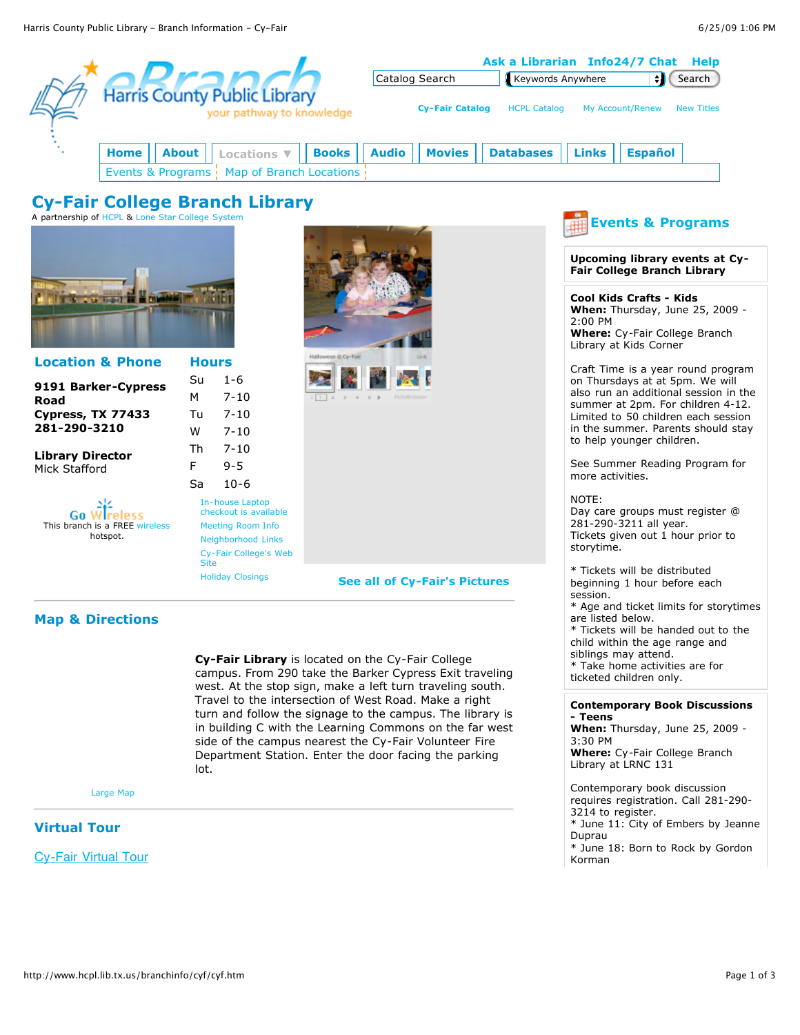Ask a Librarian | Info24/7 Chat | Help

Catalog Search | Keywords Anywhere | Search

Cy-Fair Catalog | HCPL Catalog | My Account/Renew | New Titles

Home | About | Locations | Books | Audio | Movies | Databases | Links | Español

Events & Programs | Map of Branch Locations

# Cy-Fair College Branch Library

A partnership of HCPL & Lone Star College System

## Location & Phone

**9191 Barker-Cypress Road**
**Cypress, TX 77433**
**281-290-3210**

**Library Director**
Mick Stafford

Go Wireless
This branch is a FREE wireless hotspot.

## Hours

| | |
|---|---|
| Su | 1-6 |
| M | 7-10 |
| Tu | 7-10 |
| W | 7-10 |
| Th | 7-10 |
| F | 9-5 |
| Sa | 10-6 |

In-house Laptop checkout is available
Meeting Room Info
Neighborhood Links
Cy-Fair College's Web Site
Holiday Closings

See all of Cy-Fair's Pictures

## Map & Directions

**Cy-Fair Library** is located on the Cy-Fair College campus. From 290 take the Barker Cypress Exit traveling west. At the stop sign, make a left turn traveling south. Travel to the intersection of West Road. Make a right turn and follow the signage to the campus. The library is in building C with the Learning Commons on the far west side of the campus nearest the Cy-Fair Volunteer Fire Department Station. Enter the door facing the parking lot.

Large Map

## Virtual Tour

Cy-Fair Virtual Tour

## Events & Programs

**Upcoming library events at Cy-Fair College Branch Library**

**Cool Kids Crafts - Kids**
**When:** Thursday, June 25, 2009 - 2:00 PM
**Where:** Cy-Fair College Branch Library at Kids Corner

Craft Time is a year round program on Thursdays at at 5pm. We will also run an additional session in the summer at 2pm. For children 4-12. Limited to 50 children each session in the summer. Parents should stay to help younger children.

See Summer Reading Program for more activities.

NOTE:
Day care groups must register @ 281-290-3211 all year.
Tickets given out 1 hour prior to storytime.

* Tickets will be distributed beginning 1 hour before each session.
* Age and ticket limits for storytimes are listed below.
* Tickets will be handed out to the child within the age range and siblings may attend.
* Take home activities are for ticketed children only.

**Contemporary Book Discussions - Teens**
**When:** Thursday, June 25, 2009 - 3:30 PM
**Where:** Cy-Fair College Branch Library at LRNC 131

Contemporary book discussion requires registration. Call 281-290-3214 to register.
* June 11: City of Embers by Jeanne Duprau
* June 18: Born to Rock by Gordon Korman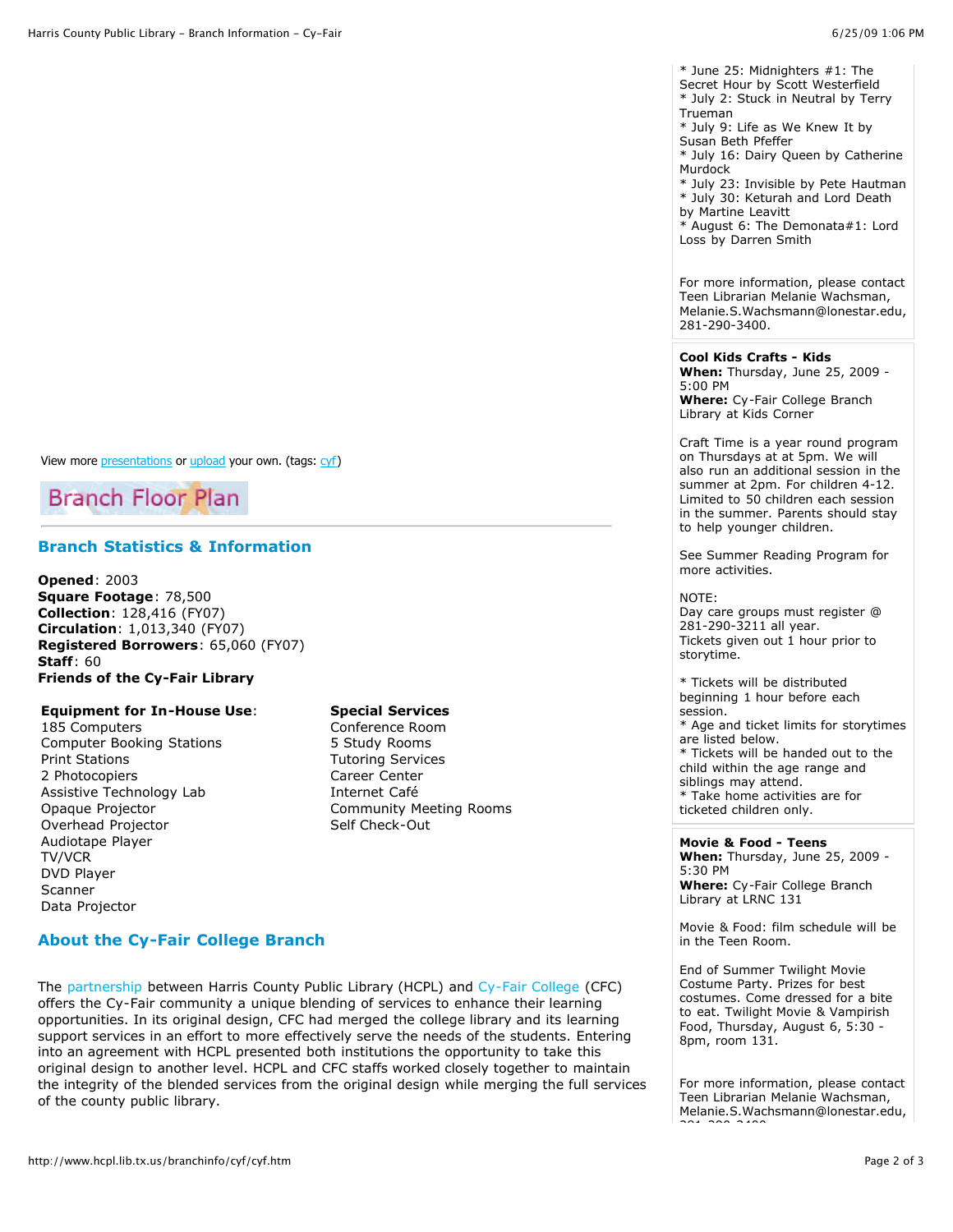View more presentations or upload your own. (tags: cyf)

Branch Floor Plan

## Branch Statistics & Information

**Opened**: 2003
**Square Footage**: 78,500
**Collection**: 128,416 (FY07)
**Circulation**: 1,013,340 (FY07)
**Registered Borrowers**: 65,060 (FY07)
**Staff**: 60
**Friends of the Cy-Fair Library**

**Equipment for In-House Use**:
185 Computers
Computer Booking Stations
Print Stations
2 Photocopiers
Assistive Technology Lab
Opaque Projector
Overhead Projector
Audiotape Player
TV/VCR
DVD Player
Scanner
Data Projector

**Special Services**
Conference Room
5 Study Rooms
Tutoring Services
Career Center
Internet Café
Community Meeting Rooms
Self Check-Out

## About the Cy-Fair College Branch

The partnership between Harris County Public Library (HCPL) and Cy-Fair College (CFC) offers the Cy-Fair community a unique blending of services to enhance their learning opportunities. In its original design, CFC had merged the college library and its learning support services in an effort to more effectively serve the needs of the students. Entering into an agreement with HCPL presented both institutions the opportunity to take this original design to another level. HCPL and CFC staffs worked closely together to maintain the integrity of the blended services from the original design while merging the full services of the county public library.

* June 25: Midnighters #1: The Secret Hour by Scott Westerfield
* July 2: Stuck in Neutral by Terry Trueman
* July 9: Life as We Knew It by Susan Beth Pfeffer
* July 16: Dairy Queen by Catherine Murdock
* July 23: Invisible by Pete Hautman
* July 30: Keturah and Lord Death by Martine Leavitt
* August 6: The Demonata#1: Lord Loss by Darren Smith

For more information, please contact Teen Librarian Melanie Wachsman, Melanie.S.Wachsmann@lonestar.edu, 281-290-3400.

**Cool Kids Crafts - Kids**
**When:** Thursday, June 25, 2009 - 5:00 PM
**Where:** Cy-Fair College Branch Library at Kids Corner

Craft Time is a year round program on Thursdays at at 5pm. We will also run an additional session in the summer at 2pm. For children 4-12. Limited to 50 children each session in the summer. Parents should stay to help younger children.

See Summer Reading Program for more activities.

NOTE:
Day care groups must register @ 281-290-3211 all year.
Tickets given out 1 hour prior to storytime.

* Tickets will be distributed beginning 1 hour before each session.
* Age and ticket limits for storytimes are listed below.
* Tickets will be handed out to the child within the age range and siblings may attend.
* Take home activities are for ticketed children only.

**Movie & Food - Teens**
**When:** Thursday, June 25, 2009 - 5:30 PM
**Where:** Cy-Fair College Branch Library at LRNC 131

Movie & Food: film schedule will be in the Teen Room.

End of Summer Twilight Movie Costume Party. Prizes for best costumes. Come dressed for a bite to eat. Twilight Movie & Vampirish Food, Thursday, August 6, 5:30 - 8pm, room 131.

For more information, please contact Teen Librarian Melanie Wachsman, Melanie.S.Wachsmann@lonestar.edu,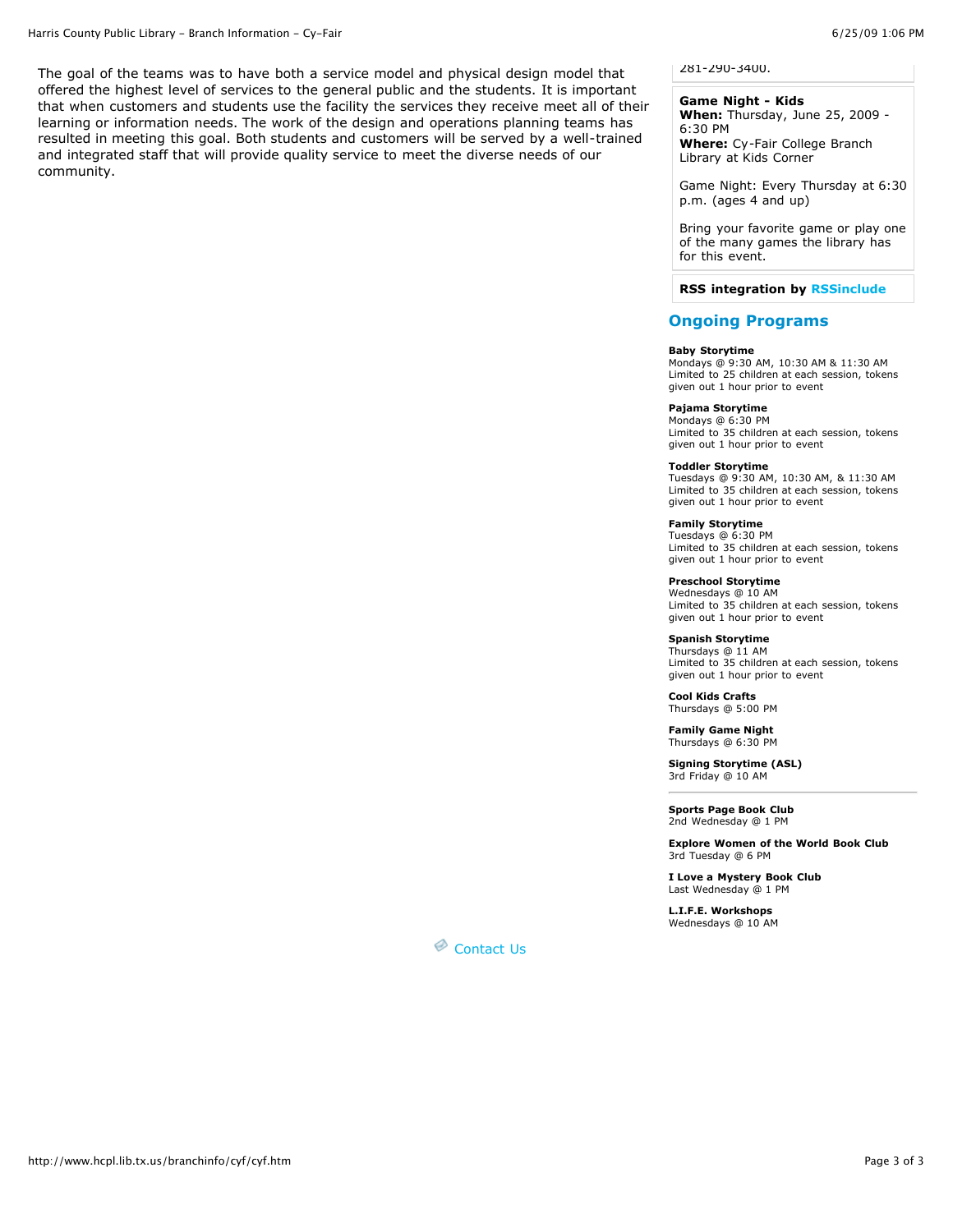The goal of the teams was to have both a service model and physical design model that offered the highest level of services to the general public and the students. It is important that when customers and students use the facility the services they receive meet all of their learning or information needs. The work of the design and operations planning teams has resulted in meeting this goal. Both students and customers will be served by a well-trained and integrated staff that will provide quality service to meet the diverse needs of our community.

281-290-3400.

**Game Night - Kids**
**When:** Thursday, June 25, 2009 - 6:30 PM
**Where:** Cy-Fair College Branch Library at Kids Corner

Game Night: Every Thursday at 6:30 p.m. (ages 4 and up)

Bring your favorite game or play one of the many games the library has for this event.

**RSS integration by** RSSinclude

## Ongoing Programs

**Baby Storytime**
Mondays @ 9:30 AM, 10:30 AM & 11:30 AM
Limited to 25 children at each session, tokens given out 1 hour prior to event

**Pajama Storytime**
Mondays @ 6:30 PM
Limited to 35 children at each session, tokens given out 1 hour prior to event

**Toddler Storytime**
Tuesdays @ 9:30 AM, 10:30 AM, & 11:30 AM
Limited to 35 children at each session, tokens given out 1 hour prior to event

**Family Storytime**
Tuesdays @ 6:30 PM
Limited to 35 children at each session, tokens given out 1 hour prior to event

**Preschool Storytime**
Wednesdays @ 10 AM
Limited to 35 children at each session, tokens given out 1 hour prior to event

**Spanish Storytime**
Thursdays @ 11 AM
Limited to 35 children at each session, tokens given out 1 hour prior to event

**Cool Kids Crafts**
Thursdays @ 5:00 PM

**Family Game Night**
Thursdays @ 6:30 PM

**Signing Storytime (ASL)**
3rd Friday @ 10 AM

---

**Sports Page Book Club**
2nd Wednesday @ 1 PM

**Explore Women of the World Book Club**
3rd Tuesday @ 6 PM

**I Love a Mystery Book Club**
Last Wednesday @ 1 PM

**L.I.F.E. Workshops**
Wednesdays @ 10 AM

Contact Us